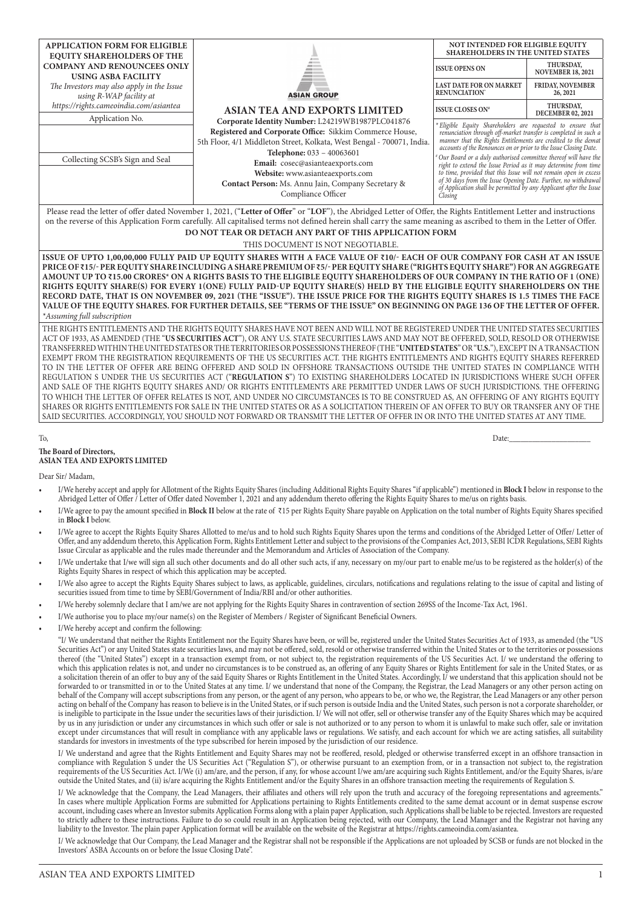**APPLICATION FORM FOR ELIGIBLE EQUITY SHAREHOLDERS OF THE COMPANY AND RENOUNCEES ONLY USING ASBA FACILITY**

*The Investors may also apply in the Issue using R-WAP facility at https://rights.cameoindia.com/asiantea*

| Application No. |
|---|
| |
| Collecting SCSB's Sign and Seal |
| |

ASIAN GROUP

# ASIAN TEA AND EXPORTS LIMITED

**Corporate Identity Number:** L24219WB1987PLC041876
**Registered and Corporate Office:** Sikkim Commerce House, 5th Floor, 4/1 Middleton Street, Kolkata, West Bengal - 700071, India.
**Telephone:** 033 – 40063601
**Email:** cosec@asianteaexports.com
**Website:** www.asianteaexports.com
**Contact Person:** Ms. Annu Jain, Company Secretary & Compliance Officer

| NOT INTENDED FOR ELIGIBLE EQUITY SHAREHOLDERS IN THE UNITED STATES | |
|---|---|
| ISSUE OPENS ON | THURSDAY, NOVEMBER 18, 2021 |
| LAST DATE FOR ON MARKET RENUNCIATION* | FRIDAY, NOVEMBER 26, 2021 |
| ISSUE CLOSES ON# | THURSDAY, DECEMBER 02, 2021 |

*\* Eligible Equity Shareholders are requested to ensure that renunciation through off-market transfer is completed in such a manner that the Rights Entitlements are credited to the demat accounts of the Renounces on or prior to the Issue Closing Date.*

*# Our Board or a duly authorised committee thereof will have the right to extend the Issue Period as it may determine from time to time, provided that this Issue will not remain open in excess of 30 days from the Issue Opening Date. Further, no withdrawal of Application shall be permitted by any Applicant after the Issue Closing*

Please read the letter of offer dated November 1, 2021, ("**Letter of Offer**" or "**LOF**"), the Abridged Letter of Offer, the Rights Entitlement Letter and instructions on the reverse of this Application Form carefully. All capitalised terms not defined herein shall carry the same meaning as ascribed to them in the Letter of Offer.

**DO NOT TEAR OR DETACH ANY PART OF THIS APPLICATION FORM**

THIS DOCUMENT IS NOT NEGOTIABLE.

**ISSUE OF UPTO 1,00,00,000 FULLY PAID UP EQUITY SHARES WITH A FACE VALUE OF ₹10/- EACH OF OUR COMPANY FOR CASH AT AN ISSUE PRICE OF ₹15/- PER EQUITY SHARE INCLUDING A SHARE PREMIUM OF ₹5/- PER EQUITY SHARE ("RIGHTS EQUITY SHARE") FOR AN AGGREGATE AMOUNT UP TO ₹15.00 CRORES\* ON A RIGHTS BASIS TO THE ELIGIBLE EQUITY SHAREHOLDERS OF OUR COMPANY IN THE RATIO OF 1 (ONE) RIGHTS EQUITY SHARE(S) FOR EVERY 1(ONE) FULLY PAID-UP EQUITY SHARE(S) HELD BY THE ELIGIBLE EQUITY SHAREHOLDERS ON THE RECORD DATE, THAT IS ON NOVEMBER 09, 2021 (THE "ISSUE"). THE ISSUE PRICE FOR THE RIGHTS EQUITY SHARES IS 1.5 TIMES THE FACE VALUE OF THE EQUITY SHARES. FOR FURTHER DETAILS, SEE "TERMS OF THE ISSUE" ON BEGINNING ON PAGE 136 OF THE LETTER OF OFFER.**

*\*Assuming full subscription*

THE RIGHTS ENTITLEMENTS AND THE RIGHTS EQUITY SHARES HAVE NOT BEEN AND WILL NOT BE REGISTERED UNDER THE UNITED STATES SECURITIES ACT OF 1933, AS AMENDED (THE "**US SECURITIES ACT**"), OR ANY U.S. STATE SECURITIES LAWS AND MAY NOT BE OFFERED, SOLD, RESOLD OR OTHERWISE TRANSFERRED WITHIN THE UNITED STATES OR THE TERRITORIES OR POSSESSIONS THEREOF (THE "**UNITED STATES**" OR "**U.S.**"), EXCEPT IN A TRANSACTION EXEMPT FROM THE REGISTRATION REQUIREMENTS OF THE US SECURITIES ACT. THE RIGHTS ENTITLEMENTS AND RIGHTS EQUITY SHARES REFERRED TO IN THE LETTER OF OFFER ARE BEING OFFERED AND SOLD IN OFFSHORE TRANSACTIONS OUTSIDE THE UNITED STATES IN COMPLIANCE WITH REGULATION S UNDER THE US SECURITIES ACT ("**REGULATION S**") TO EXISTING SHAREHOLDERS LOCATED IN JURISDICTIONS WHERE SUCH OFFER AND SALE OF THE RIGHTS EQUITY SHARES AND/ OR RIGHTS ENTITLEMENTS ARE PERMITTED UNDER LAWS OF SUCH JURISDICTIONS. THE OFFERING TO WHICH THE LETTER OF OFFER RELATES IS NOT, AND UNDER NO CIRCUMSTANCES IS TO BE CONSTRUED AS, AN OFFERING OF ANY RIGHTS EQUITY SHARES OR RIGHTS ENTITLEMENTS FOR SALE IN THE UNITED STATES OR AS A SOLICITATION THEREIN OF AN OFFER TO BUY OR TRANSFER ANY OF THE SAID SECURITIES. ACCORDINGLY, YOU SHOULD NOT FORWARD OR TRANSMIT THE LETTER OF OFFER IN OR INTO THE UNITED STATES AT ANY TIME.

To,

**The Board of Directors,**
**ASIAN TEA AND EXPORTS LIMITED**

Date:\_\_\_\_\_\_\_\_\_\_\_\_\_\_\_\_\_\_\_\_

Dear Sir/ Madam,

- I/We hereby accept and apply for Allotment of the Rights Equity Shares (including Additional Rights Equity Shares "if applicable") mentioned in **Block I** below in response to the Abridged Letter of Offer / Letter of Offer dated November 1, 2021 and any addendum thereto offering the Rights Equity Shares to me/us on rights basis.
- I/We agree to pay the amount specified in **Block II** below at the rate of ₹15 per Rights Equity Share payable on Application on the total number of Rights Equity Shares specified in **Block I** below.
- I/We agree to accept the Rights Equity Shares Allotted to me/us and to hold such Rights Equity Shares upon the terms and conditions of the Abridged Letter of Offer/ Letter of Offer, and any addendum thereto, this Application Form, Rights Entitlement Letter and subject to the provisions of the Companies Act, 2013, SEBI ICDR Regulations, SEBI Rights Issue Circular as applicable and the rules made thereunder and the Memorandum and Articles of Association of the Company.
- I/We undertake that I/we will sign all such other documents and do all other such acts, if any, necessary on my/our part to enable me/us to be registered as the holder(s) of the Rights Equity Shares in respect of which this application may be accepted.
- I/We also agree to accept the Rights Equity Shares subject to laws, as applicable, guidelines, circulars, notifications and regulations relating to the issue of capital and listing of securities issued from time to time by SEBI/Government of India/RBI and/or other authorities.
- I/We hereby solemnly declare that I am/we are not applying for the Rights Equity Shares in contravention of section 269SS of the Income-Tax Act, 1961.
- I/We authorise you to place my/our name(s) on the Register of Members / Register of Significant Beneficial Owners.
- I/We hereby accept and confirm the following:

  "I/ We understand that neither the Rights Entitlement nor the Equity Shares have been, or will be, registered under the United States Securities Act of 1933, as amended (the "US Securities Act") or any United States state securities laws, and may not be offered, sold, resold or otherwise transferred within the United States or to the territories or possessions thereof (the "United States") except in a transaction exempt from, or not subject to, the registration requirements of the US Securities Act. I/ we understand the offering to which this application relates is not, and under no circumstances is to be construed as, an offering of any Equity Shares or Rights Entitlement for sale in the United States, or as a solicitation therein of an offer to buy any of the said Equity Shares or Rights Entitlement in the United States. Accordingly, I/ we understand that this application should not be forwarded to or transmitted in or to the United States at any time. I/ we understand that none of the Company, the Registrar, the Lead Managers or any other person acting on behalf of the Company will accept subscriptions from any person, or the agent of any person, who appears to be, or who we, the Registrar, the Lead Managers or any other person acting on behalf of the Company has reason to believe is in the United States, or if such person is outside India and the United States, such person is not a corporate shareholder, or is ineligible to participate in the Issue under the securities laws of their jurisdiction. I/ We will not offer, sell or otherwise transfer any of the Equity Shares which may be acquired by us in any jurisdiction or under any circumstances in which such offer or sale is not authorized or to any person to whom it is unlawful to make such offer, sale or invitation except under circumstances that will result in compliance with any applicable laws or regulations. We satisfy, and each account for which we are acting satisfies, all suitability standards for investors in investments of the type subscribed for herein imposed by the jurisdiction of our residence.

  I/ We understand and agree that the Rights Entitlement and Equity Shares may not be reoffered, resold, pledged or otherwise transferred except in an offshore transaction in compliance with Regulation S under the US Securities Act ("Regulation S"), or otherwise pursuant to an exemption from, or in a transaction not subject to, the registration requirements of the US Securities Act. I/We (i) am/are, and the person, if any, for whose account I/we am/are acquiring such Rights Entitlement, and/or the Equity Shares, is/are outside the United States, and (ii) is/are acquiring the Rights Entitlement and/or the Equity Shares in an offshore transaction meeting the requirements of Regulation S.

  I/ We acknowledge that the Company, the Lead Managers, their affiliates and others will rely upon the truth and accuracy of the foregoing representations and agreements." In cases where multiple Application Forms are submitted for Applications pertaining to Rights Entitlements credited to the same demat account or in demat suspense escrow account, including cases where an Investor submits Application Forms along with a plain paper Application, such Applications shall be liable to be rejected. Investors are requested to strictly adhere to these instructions. Failure to do so could result in an Application being rejected, with our Company, the Lead Manager and the Registrar not having any liability to the Investor. The plain paper Application format will be available on the website of the Registrar at https://rights.cameoindia.com/asiantea.

  I/ We acknowledge that Our Company, the Lead Manager and the Registrar shall not be responsible if the Applications are not uploaded by SCSB or funds are not blocked in the Investors' ASBA Accounts on or before the Issue Closing Date".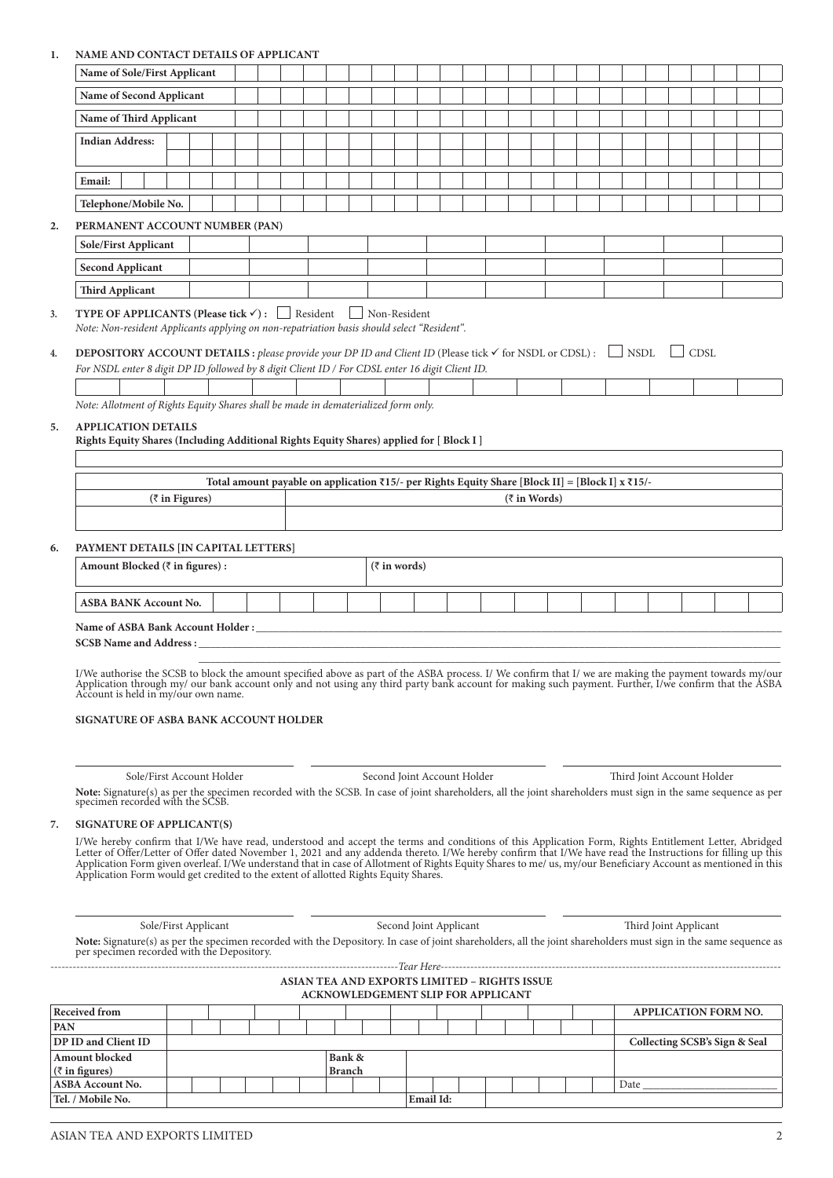**1. NAME AND CONTACT DETAILS OF APPLICANT**

| Name of Sole/First Applicant | |
|---|---|
| Name of Second Applicant | |
| Name of Third Applicant | |
| Indian Address: | |
| | |
| Email: | |
| Telephone/Mobile No. | |

**2. PERMANENT ACCOUNT NUMBER (PAN)**

| Sole/First Applicant | |
|---|---|
| Second Applicant | |
| Third Applicant | |

**3. TYPE OF APPLICANTS (Please tick ✓) :** ☐ Resident ☐ Non-Resident

*Note: Non-resident Applicants applying on non-repatriation basis should select "Resident".*

**4. DEPOSITORY ACCOUNT DETAILS :** *please provide your DP ID and Client ID* (Please tick ✓ for NSDL or CDSL) : ☐ NSDL ☐ CDSL

*For NSDL enter 8 digit DP ID followed by 8 digit Client ID / For CDSL enter 16 digit Client ID.*

*Note: Allotment of Rights Equity Shares shall be made in dematerialized form only.*

**5. APPLICATION DETAILS**

**Rights Equity Shares (Including Additional Rights Equity Shares) applied for [ Block I ]**

| Total amount payable on application ₹15/- per Rights Equity Share [Block II] = [Block I] x ₹15/- | |
|---|---|
| (₹ in Figures) | (₹ in Words) |
| | |

**6. PAYMENT DETAILS [IN CAPITAL LETTERS]**

| Amount Blocked (₹ in figures) : | (₹ in words) |
|---|---|
| ASBA BANK Account No. | |

**Name of ASBA Bank Account Holder :** ____________________

**SCSB Name and Address :** ____________________

I/We authorise the SCSB to block the amount specified above as part of the ASBA process. I/ We confirm that I/ we are making the payment towards my/our Application through my/ our bank account only and not using any third party bank account for making such payment. Further, I/we confirm that the ASBA Account is held in my/our own name.

**SIGNATURE OF ASBA BANK ACCOUNT HOLDER**

| Sole/First Account Holder | Second Joint Account Holder | Third Joint Account Holder |
|---|---|---|

**Note:** Signature(s) as per the specimen recorded with the SCSB. In case of joint shareholders, all the joint shareholders must sign in the same sequence as per specimen recorded with the SCSB.

**7. SIGNATURE OF APPLICANT(S)**

I/We hereby confirm that I/We have read, understood and accept the terms and conditions of this Application Form, Rights Entitlement Letter, Abridged Letter of Offer/Letter of Offer dated November 1, 2021 and any addenda thereto. I/We hereby confirm that I/We have read the Instructions for filling up this Application Form given overleaf. I/We understand that in case of Allotment of Rights Equity Shares to me/ us, my/our Beneficiary Account as mentioned in this Application Form would get credited to the extent of allotted Rights Equity Shares.

| Sole/First Applicant | Second Joint Applicant | Third Joint Applicant |
|---|---|---|

**Note:** Signature(s) as per the specimen recorded with the Depository. In case of joint shareholders, all the joint shareholders must sign in the same sequence as per specimen recorded with the Depository.

*Tear Here*

**ASIAN TEA AND EXPORTS LIMITED – RIGHTS ISSUE**
**ACKNOWLEDGEMENT SLIP FOR APPLICANT**

| Received from | | | APPLICATION FORM NO. |
|---|---|---|---|
| PAN | | | |
| DP ID and Client ID | | | Collecting SCSB's Sign & Seal |
| Amount blocked (₹ in figures) | | Bank & Branch | |
| ASBA Account No. | | | Date ____ |
| Tel. / Mobile No. | | Email Id: | |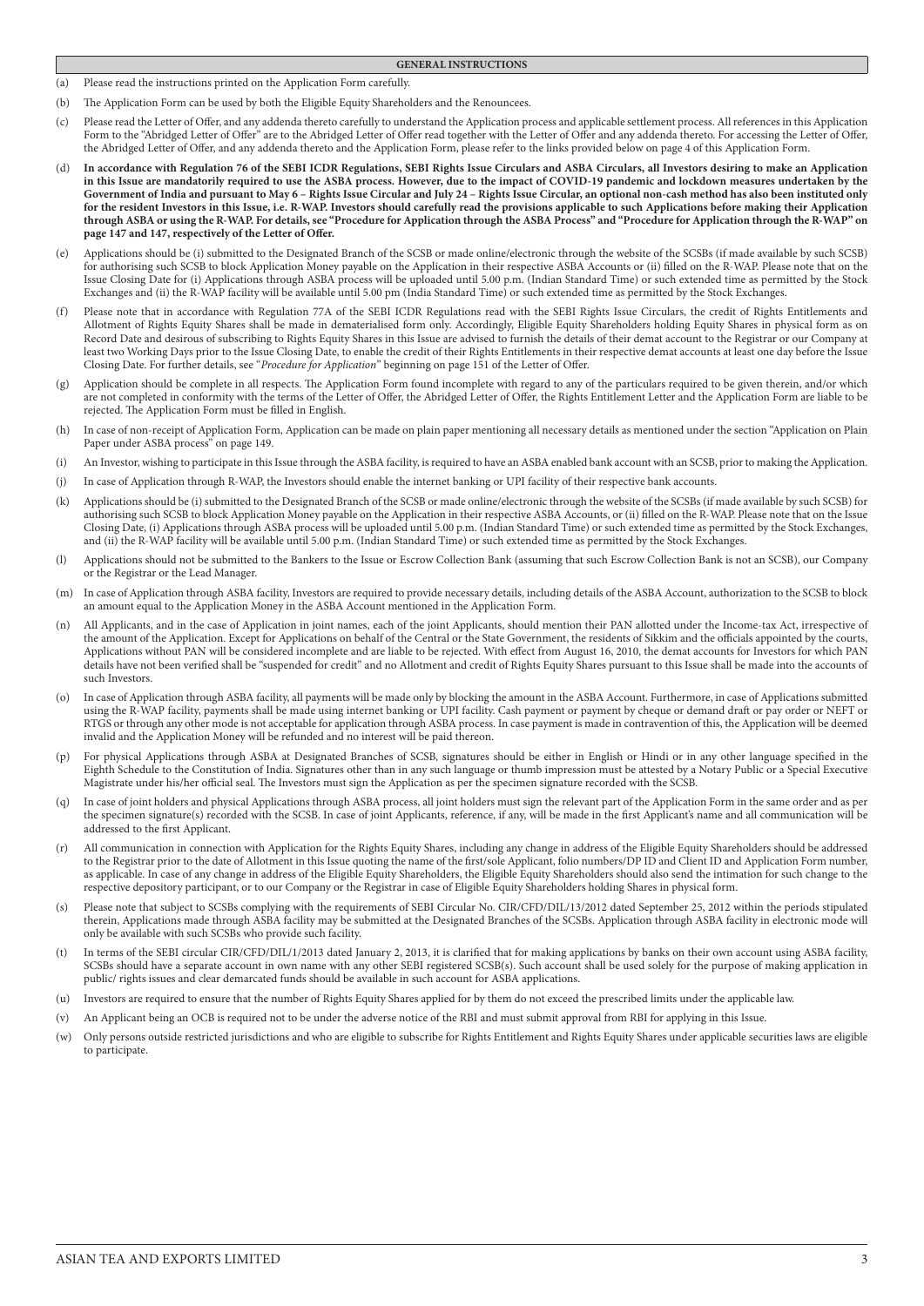## GENERAL INSTRUCTIONS

(a) Please read the instructions printed on the Application Form carefully.

(b) The Application Form can be used by both the Eligible Equity Shareholders and the Renouncees.

(c) Please read the Letter of Offer, and any addenda thereto carefully to understand the Application process and applicable settlement process. All references in this Application Form to the "Abridged Letter of Offer" are to the Abridged Letter of Offer read together with the Letter of Offer and any addenda thereto. For accessing the Letter of Offer, the Abridged Letter of Offer, and any addenda thereto and the Application Form, please refer to the links provided below on page 4 of this Application Form.

(d) **In accordance with Regulation 76 of the SEBI ICDR Regulations, SEBI Rights Issue Circulars and ASBA Circulars, all Investors desiring to make an Application in this Issue are mandatorily required to use the ASBA process. However, due to the impact of COVID-19 pandemic and lockdown measures undertaken by the Government of India and pursuant to May 6 – Rights Issue Circular and July 24 – Rights Issue Circular, an optional non-cash method has also been instituted only for the resident Investors in this Issue, i.e. R-WAP. Investors should carefully read the provisions applicable to such Applications before making their Application through ASBA or using the R-WAP. For details, see "Procedure for Application through the ASBA Process" and "Procedure for Application through the R-WAP" on page 147 and 147, respectively of the Letter of Offer.**

(e) Applications should be (i) submitted to the Designated Branch of the SCSB or made online/electronic through the website of the SCSBs (if made available by such SCSB) for authorising such SCSB to block Application Money payable on the Application in their respective ASBA Accounts or (ii) filled on the R-WAP. Please note that on the Issue Closing Date for (i) Applications through ASBA process will be uploaded until 5.00 p.m. (Indian Standard Time) or such extended time as permitted by the Stock Exchanges and (ii) the R-WAP facility will be available until 5.00 pm (India Standard Time) or such extended time as permitted by the Stock Exchanges.

(f) Please note that in accordance with Regulation 77A of the SEBI ICDR Regulations read with the SEBI Rights Issue Circulars, the credit of Rights Entitlements and Allotment of Rights Equity Shares shall be made in dematerialised form only. Accordingly, Eligible Equity Shareholders holding Equity Shares in physical form as on Record Date and desirous of subscribing to Rights Equity Shares in this Issue are advised to furnish the details of their demat account to the Registrar or our Company at least two Working Days prior to the Issue Closing Date, to enable the credit of their Rights Entitlements in their respective demat accounts at least one day before the Issue Closing Date. For further details, see "*Procedure for Application*" beginning on page 151 of the Letter of Offer.

(g) Application should be complete in all respects. The Application Form found incomplete with regard to any of the particulars required to be given therein, and/or which are not completed in conformity with the terms of the Letter of Offer, the Abridged Letter of Offer, the Rights Entitlement Letter and the Application Form are liable to be rejected. The Application Form must be filled in English.

(h) In case of non-receipt of Application Form, Application can be made on plain paper mentioning all necessary details as mentioned under the section "Application on Plain Paper under ASBA process" on page 149.

(i) An Investor, wishing to participate in this Issue through the ASBA facility, is required to have an ASBA enabled bank account with an SCSB, prior to making the Application.

(j) In case of Application through R-WAP, the Investors should enable the internet banking or UPI facility of their respective bank accounts.

(k) Applications should be (i) submitted to the Designated Branch of the SCSB or made online/electronic through the website of the SCSBs (if made available by such SCSB) for authorising such SCSB to block Application Money payable on the Application in their respective ASBA Accounts, or (ii) filled on the R-WAP. Please note that on the Issue Closing Date, (i) Applications through ASBA process will be uploaded until 5.00 p.m. (Indian Standard Time) or such extended time as permitted by the Stock Exchanges, and (ii) the R-WAP facility will be available until 5.00 p.m. (Indian Standard Time) or such extended time as permitted by the Stock Exchanges.

(l) Applications should not be submitted to the Bankers to the Issue or Escrow Collection Bank (assuming that such Escrow Collection Bank is not an SCSB), our Company or the Registrar or the Lead Manager.

(m) In case of Application through ASBA facility, Investors are required to provide necessary details, including details of the ASBA Account, authorization to the SCSB to block an amount equal to the Application Money in the ASBA Account mentioned in the Application Form.

(n) All Applicants, and in the case of Application in joint names, each of the joint Applicants, should mention their PAN allotted under the Income-tax Act, irrespective of the amount of the Application. Except for Applications on behalf of the Central or the State Government, the residents of Sikkim and the officials appointed by the courts, Applications without PAN will be considered incomplete and are liable to be rejected. With effect from August 16, 2010, the demat accounts for Investors for which PAN details have not been verified shall be "suspended for credit" and no Allotment and credit of Rights Equity Shares pursuant to this Issue shall be made into the accounts of such Investors.

(o) In case of Application through ASBA facility, all payments will be made only by blocking the amount in the ASBA Account. Furthermore, in case of Applications submitted using the R-WAP facility, payments shall be made using internet banking or UPI facility. Cash payment or payment by cheque or demand draft or pay order or NEFT or RTGS or through any other mode is not acceptable for application through ASBA process. In case payment is made in contravention of this, the Application will be deemed invalid and the Application Money will be refunded and no interest will be paid thereon.

(p) For physical Applications through ASBA at Designated Branches of SCSB, signatures should be either in English or Hindi or in any other language specified in the Eighth Schedule to the Constitution of India. Signatures other than in any such language or thumb impression must be attested by a Notary Public or a Special Executive Magistrate under his/her official seal. The Investors must sign the Application as per the specimen signature recorded with the SCSB.

(q) In case of joint holders and physical Applications through ASBA process, all joint holders must sign the relevant part of the Application Form in the same order and as per the specimen signature(s) recorded with the SCSB. In case of joint Applicants, reference, if any, will be made in the first Applicant's name and all communication will be addressed to the first Applicant.

(r) All communication in connection with Application for the Rights Equity Shares, including any change in address of the Eligible Equity Shareholders should be addressed to the Registrar prior to the date of Allotment in this Issue quoting the name of the first/sole Applicant, folio numbers/DP ID and Client ID and Application Form number, as applicable. In case of any change in address of the Eligible Equity Shareholders, the Eligible Equity Shareholders should also send the intimation for such change to the respective depository participant, or to our Company or the Registrar in case of Eligible Equity Shareholders holding Shares in physical form.

(s) Please note that subject to SCSBs complying with the requirements of SEBI Circular No. CIR/CFD/DIL/13/2012 dated September 25, 2012 within the periods stipulated therein, Applications made through ASBA facility may be submitted at the Designated Branches of the SCSBs. Application through ASBA facility in electronic mode will only be available with such SCSBs who provide such facility.

(t) In terms of the SEBI circular CIR/CFD/DIL/1/2013 dated January 2, 2013, it is clarified that for making applications by banks on their own account using ASBA facility, SCSBs should have a separate account in own name with any other SEBI registered SCSB(s). Such account shall be used solely for the purpose of making application in public/ rights issues and clear demarcated funds should be available in such account for ASBA applications.

(u) Investors are required to ensure that the number of Rights Equity Shares applied for by them do not exceed the prescribed limits under the applicable law.

(v) An Applicant being an OCB is required not to be under the adverse notice of the RBI and must submit approval from RBI for applying in this Issue.

(w) Only persons outside restricted jurisdictions and who are eligible to subscribe for Rights Entitlement and Rights Equity Shares under applicable securities laws are eligible to participate.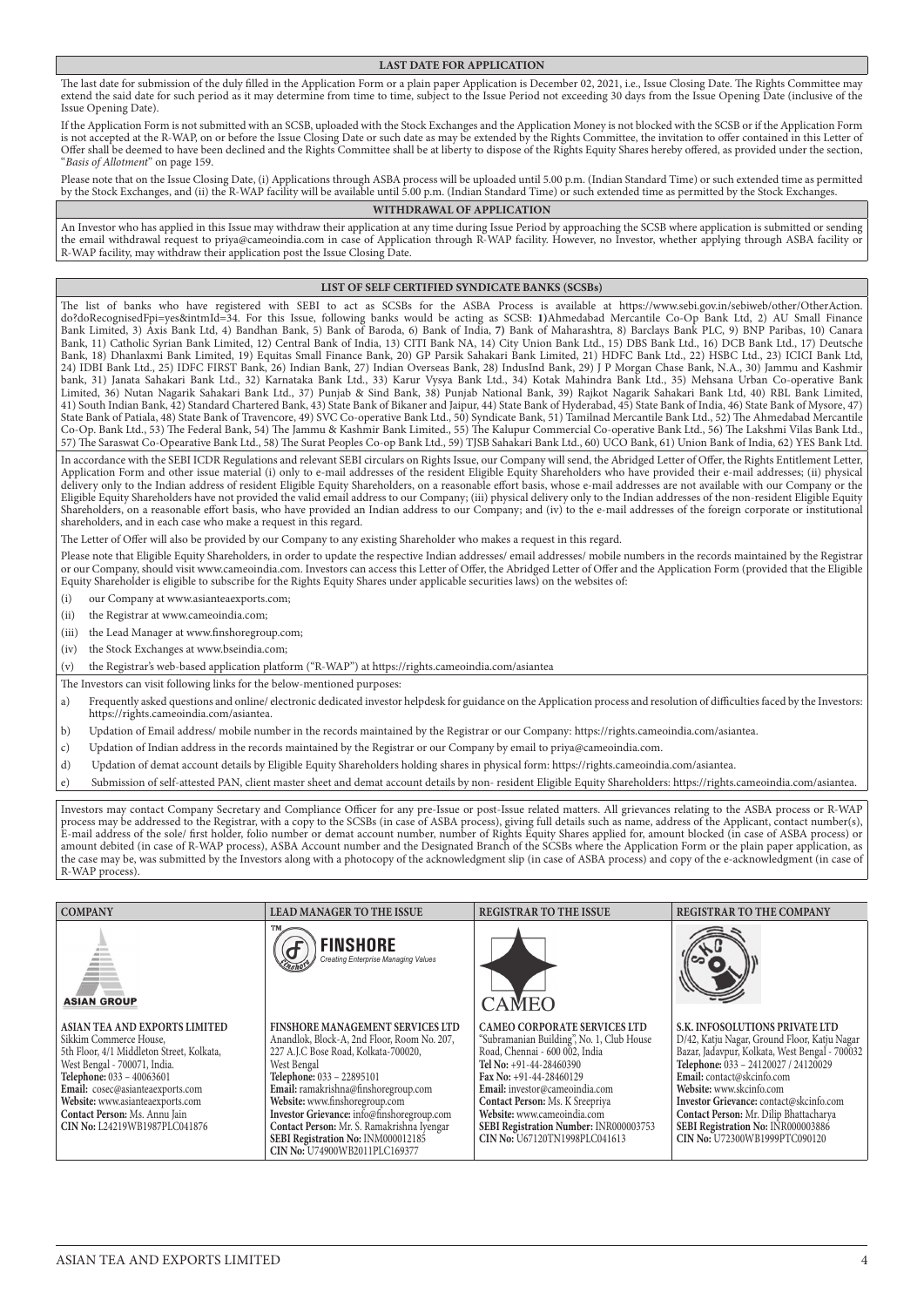## LAST DATE FOR APPLICATION

The last date for submission of the duly filled in the Application Form or a plain paper Application is December 02, 2021, i.e., Issue Closing Date. The Rights Committee may extend the said date for such period as it may determine from time to time, subject to the Issue Period not exceeding 30 days from the Issue Opening Date (inclusive of the Issue Opening Date).

If the Application Form is not submitted with an SCSB, uploaded with the Stock Exchanges and the Application Money is not blocked with the SCSB or if the Application Form is not accepted at the R-WAP, on or before the Issue Closing Date or such date as may be extended by the Rights Committee, the invitation to offer contained in this Letter of Offer shall be deemed to have been declined and the Rights Committee shall be at liberty to dispose of the Rights Equity Shares hereby offered, as provided under the section, "*Basis of Allotment*" on page 159.

Please note that on the Issue Closing Date, (i) Applications through ASBA process will be uploaded until 5.00 p.m. (Indian Standard Time) or such extended time as permitted by the Stock Exchanges, and (ii) the R-WAP facility will be available until 5.00 p.m. (Indian Standard Time) or such extended time as permitted by the Stock Exchanges.

## WITHDRAWAL OF APPLICATION

An Investor who has applied in this Issue may withdraw their application at any time during Issue Period by approaching the SCSB where application is submitted or sending the email withdrawal request to priya@cameoindia.com in case of Application through R-WAP facility. However, no Investor, whether applying through ASBA facility or R-WAP facility, may withdraw their application post the Issue Closing Date.

## LIST OF SELF CERTIFIED SYNDICATE BANKS (SCSBs)

The list of banks who have registered with SEBI to act as SCSBs for the ASBA Process is available at https://www.sebi.gov.in/sebiweb/other/OtherAction.do?doRecognisedFpi=yes&intmId=34. For this Issue, following banks would be acting as SCSB: **1**)Ahmedabad Mercantile Co-Op Bank Ltd, 2) AU Small Finance Bank Limited, 3) Axis Bank Ltd, 4) Bandhan Bank, 5) Bank of Baroda, 6) Bank of India, **7)** Bank of Maharashtra, 8) Barclays Bank PLC, 9) BNP Paribas, 10) Canara Bank, 11) Catholic Syrian Bank Limited, 12) Central Bank of India, 13) CITI Bank NA, 14) City Union Bank Ltd., 15) DBS Bank Ltd., 16) DCB Bank Ltd., 17) Deutsche Bank, 18) Dhanlaxmi Bank Limited, 19) Equitas Small Finance Bank, 20) GP Parsik Sahakari Bank Limited, 21) HDFC Bank Ltd., 22) HSBC Ltd., 23) ICICI Bank Ltd, 24) IDBI Bank Ltd., 25) IDFC FIRST Bank, 26) Indian Bank, 27) Indian Overseas Bank, 28) IndusInd Bank, 29) J P Morgan Chase Bank, N.A., 30) Jammu and Kashmir bank, 31) Janata Sahakari Bank Ltd., 32) Karnataka Bank Ltd., 33) Karur Vysya Bank Ltd., 34) Kotak Mahindra Bank Ltd., 35) Mehsana Urban Co-operative Bank Limited, 36) Nutan Nagarik Sahakari Bank Ltd., 37) Punjab & Sind Bank, 38) Punjab National Bank, 39) Rajkot Nagarik Sahakari Bank Ltd, 40) RBL Bank Limited, 41) South Indian Bank, 42) Standard Chartered Bank, 43) State Bank of Bikaner and Jaipur, 44) State Bank of Hyderabad, 45) State Bank of India, 46) State Bank of Mysore, 47) State Bank of Patiala, 48) State Bank of Travencore, 49) SVC Co-operative Bank Ltd., 50) Syndicate Bank, 51) Tamilnad Mercantile Bank Ltd., 52) The Ahmedabad Mercantile Co-Op. Bank Ltd., 53) The Federal Bank, 54) The Jammu & Kashmir Bank Limited., 55) The Kalupur Commercial Co-operative Bank Ltd., 56) The Lakshmi Vilas Bank Ltd., 57) The Saraswat Co-Opearative Bank Ltd., 58) The Surat Peoples Co-op Bank Ltd., 59) TJSB Sahakari Bank Ltd., 60) UCO Bank, 61) Union Bank of India, 62) YES Bank Ltd.

In accordance with the SEBI ICDR Regulations and relevant SEBI circulars on Rights Issue, our Company will send, the Abridged Letter of Offer, the Rights Entitlement Letter, Application Form and other issue material (i) only to e-mail addresses of the resident Eligible Equity Shareholders who have provided their e-mail addresses; (ii) physical delivery only to the Indian address of resident Eligible Equity Shareholders, on a reasonable effort basis, whose e-mail addresses are not available with our Company or the Eligible Equity Shareholders have not provided the valid email address to our Company; (iii) physical delivery only to the Indian addresses of the non-resident Eligible Equity Shareholders, on a reasonable effort basis, who have provided an Indian address to our Company; and (iv) to the e-mail addresses of the foreign corporate or institutional shareholders, and in each case who make a request in this regard.

The Letter of Offer will also be provided by our Company to any existing Shareholder who makes a request in this regard.

Please note that Eligible Equity Shareholders, in order to update the respective Indian addresses/ email addresses/ mobile numbers in the records maintained by the Registrar or our Company, should visit www.cameoindia.com. Investors can access this Letter of Offer, the Abridged Letter of Offer and the Application Form (provided that the Eligible Equity Shareholder is eligible to subscribe for the Rights Equity Shares under applicable securities laws) on the websites of:

(i) our Company at www.asianteaexports.com;

(ii) the Registrar at www.cameoindia.com;

(iii) the Lead Manager at www.finshoregroup.com;

(iv) the Stock Exchanges at www.bseindia.com;

(v) the Registrar's web-based application platform ("R-WAP") at https://rights.cameoindia.com/asiantea

The Investors can visit following links for the below-mentioned purposes:

a) Frequently asked questions and online/ electronic dedicated investor helpdesk for guidance on the Application process and resolution of difficulties faced by the Investors: https://rights.cameoindia.com/asiantea.

b) Updation of Email address/ mobile number in the records maintained by the Registrar or our Company: https://rights.cameoindia.com/asiantea.

c) Updation of Indian address in the records maintained by the Registrar or our Company by email to priya@cameoindia.com.

d) Updation of demat account details by Eligible Equity Shareholders holding shares in physical form: https://rights.cameoindia.com/asiantea.

e) Submission of self-attested PAN, client master sheet and demat account details by non- resident Eligible Equity Shareholders: https://rights.cameoindia.com/asiantea.

Investors may contact Company Secretary and Compliance Officer for any pre-Issue or post-Issue related matters. All grievances relating to the ASBA process or R-WAP process may be addressed to the Registrar, with a copy to the SCSBs (in case of ASBA process), giving full details such as name, address of the Applicant, contact number(s), E-mail address of the sole/ first holder, folio number or demat account number, number of Rights Equity Shares applied for, amount blocked (in case of ASBA process) or amount debited (in case of R-WAP process), ASBA Account number and the Designated Branch of the SCSBs where the Application Form or the plain paper application, as the case may be, was submitted by the Investors along with a photocopy of the acknowledgment slip (in case of ASBA process) and copy of the e-acknowledgment (in case of R-WAP process).

| COMPANY | LEAD MANAGER TO THE ISSUE | REGISTRAR TO THE ISSUE | REGISTRAR TO THE COMPANY |
|---|---|---|---|
| ASIAN GROUP | FINSHORE Creating Enterprise Managing Values | CAMEO | |
| **ASIAN TEA AND EXPORTS LIMITED**<br>Sikkim Commerce House,<br>5th Floor, 4/1 Middleton Street, Kolkata,<br>West Bengal - 700071, India.<br>**Telephone:** 033 – 40063601<br>**Email:** cosec@asianteaexports.com<br>**Website:** www.asianteaexports.com<br>**Contact Person:** Ms. Annu Jain<br>**CIN No:** L24219WB1987PLC041876 | **FINSHORE MANAGEMENT SERVICES LTD**<br>Anandlok, Block-A, 2nd Floor, Room No. 207,<br>227 A.J.C Bose Road, Kolkata-700020,<br>West Bengal<br>**Telephone:** 033 – 22895101<br>**Email:** ramakrishna@finshoregroup.com<br>**Website:** www.finshoregroup.com<br>**Investor Grievance:** info@finshoregroup.com<br>**Contact Person:** Mr. S. Ramakrishna Iyengar<br>**SEBI Registration No:** INM000012185<br>**CIN No:** U74900WB2011PLC169377 | **CAMEO CORPORATE SERVICES LTD**<br>"Subramanian Building", No. 1, Club House<br>Road, Chennai - 600 002, India<br>**Tel No:** +91-44-28460390<br>**Fax No:** +91-44-28460129<br>**Email:** investor@cameoindia.com<br>**Contact Person:** Ms. K Sreepriya<br>**Website:** www.cameoindia.com<br>**SEBI Registration Number:** INR000003753<br>**CIN No:** U67120TN1998PLC041613 | **S.K. INFOSOLUTIONS PRIVATE LTD**<br>D/42, Katju Nagar, Ground Floor, Katju Nagar<br>Bazar, Jadavpur, Kolkata, West Bengal - 700032<br>**Telephone:** 033 – 24120027 / 24120029<br>**Email:** contact@skcinfo.com<br>**Website:** www.skcinfo.com<br>**Investor Grievance:** contact@skcinfo.com<br>**Contact Person:** Mr. Dilip Bhattacharya<br>**SEBI Registration No:** INR000003886<br>**CIN No:** U72300WB1999PTC090120 |